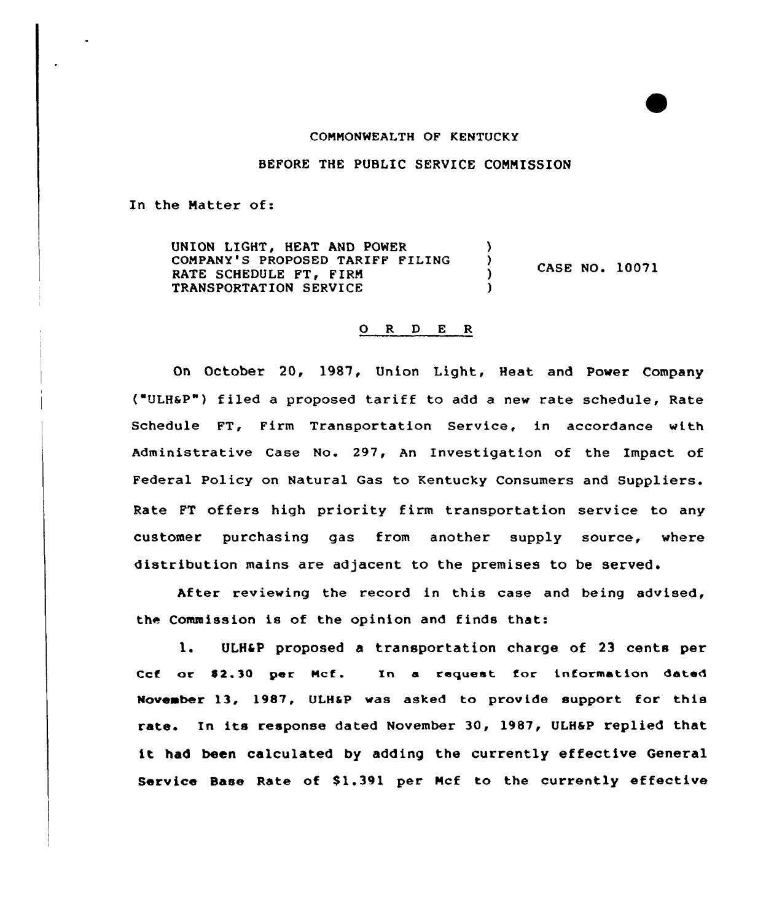COMMONWEALTH OF KENTUCKY

BEFORE THE PUBLIC SERVICE COMMISSION

In the Matter of:

| | | |
|---|---|---|
| UNION LIGHT, HEAT AND POWER COMPANY'S PROPOSED TARIFF FILING RATE SCHEDULE FT, FIRM TRANSPORTATION SERVICE | ) ) ) ) | CASE NO. 10071 |

O R D E R

On October 20, 1987, Union Light, Heat and Power Company ("ULH&P") filed a proposed tariff to add a new rate schedule, Rate Schedule FT, Firm Transportation Service, in accordance with Administrative Case No. 297, An Investigation of the Impact of Federal Policy on Natural Gas to Kentucky Consumers and Suppliers. Rate FT offers high priority firm transportation service to any customer purchasing gas from another supply source, where distribution mains are adjacent to the premises to be served.

After reviewing the record in this case and being advised, the Commission is of the opinion and finds that:

1. ULH&P proposed a transportation charge of 23 cents per Ccf or $2.30 per Mcf. In a request for information dated November 13, 1987, ULH&P was asked to provide support for this rate. In its response dated November 30, 1987, ULH&P replied that it had been calculated by adding the currently effective General Service Base Rate of $1.391 per Mcf to the currently effective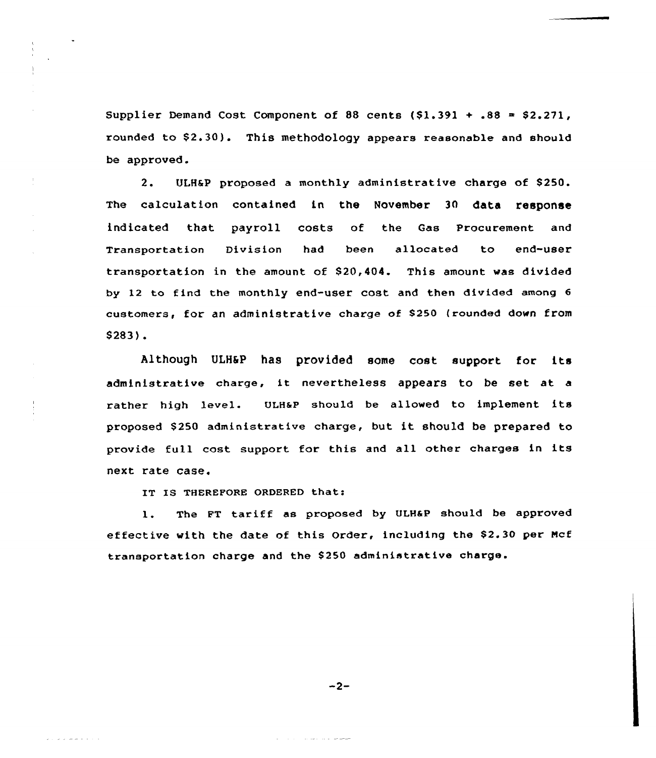Supplier Demand Cost Component of 88 cents ($1.391 + .88 = $2.271, rounded to $2.30). This methodology appears reasonable and should be approved.

2. ULH&P proposed a monthly administrative charge of $250. The calculation contained in the November 30 data response indicated that payroll costs of the Gas Procurement and Transportation Division had been allocated to end-user transportation in the amount of $20,404. This amount was divided by 12 to find the monthly end-user cost and then divided among 6 customers, for an administrative charge of $250 (rounded down from $283).

Although ULH&P has provided some cost support for its administrative charge, it nevertheless appears to be set at a rather high level. ULH&P should be allowed to implement its proposed $250 administrative charge, but it should be prepared to provide full cost support for this and all other charges in its next rate case.

IT IS THEREFORE ORDERED that:

1. The FT tariff as proposed by ULH&P should be approved effective with the date of this Order, including the $2.30 per Mcf transportation charge and the $250 administrative charge.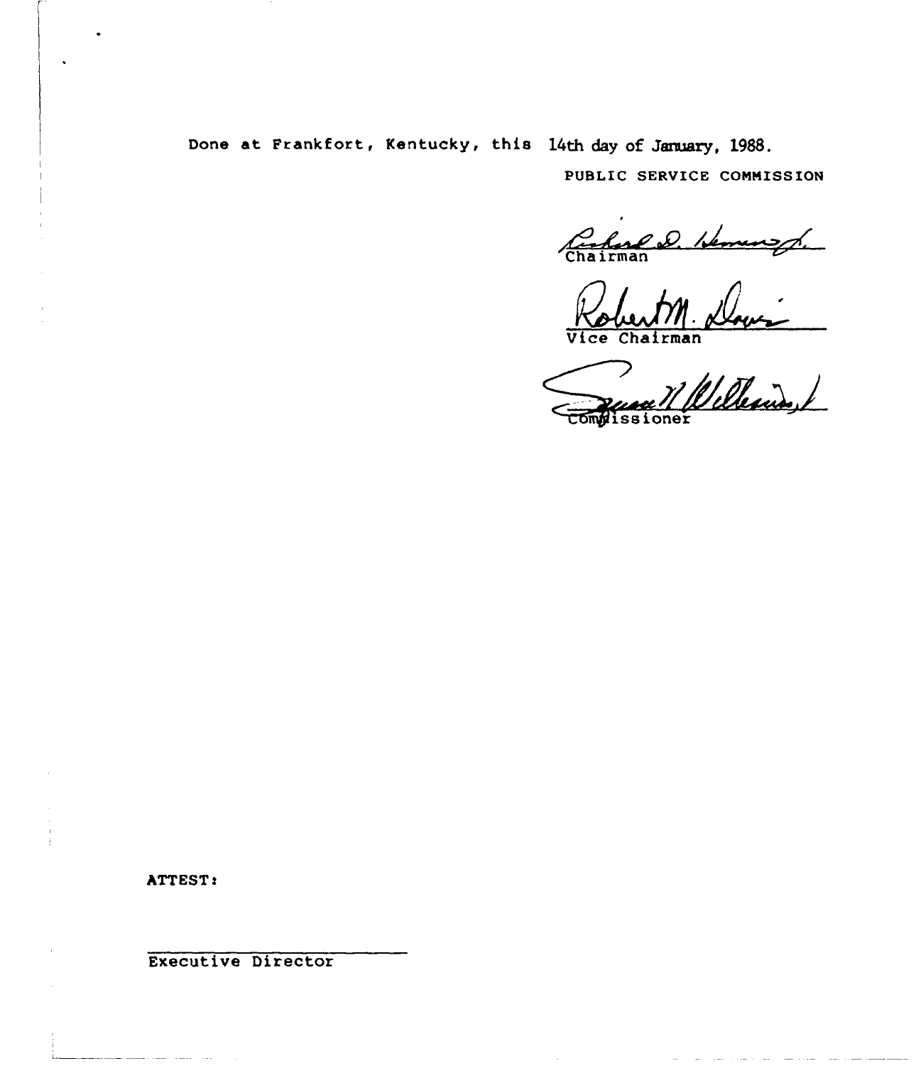Done at Frankfort, Kentucky, this 14th day of January, 1988.

PUBLIC SERVICE COMMISSION

Chairman

Vice Chairman

Commissioner

ATTEST:

Executive Director